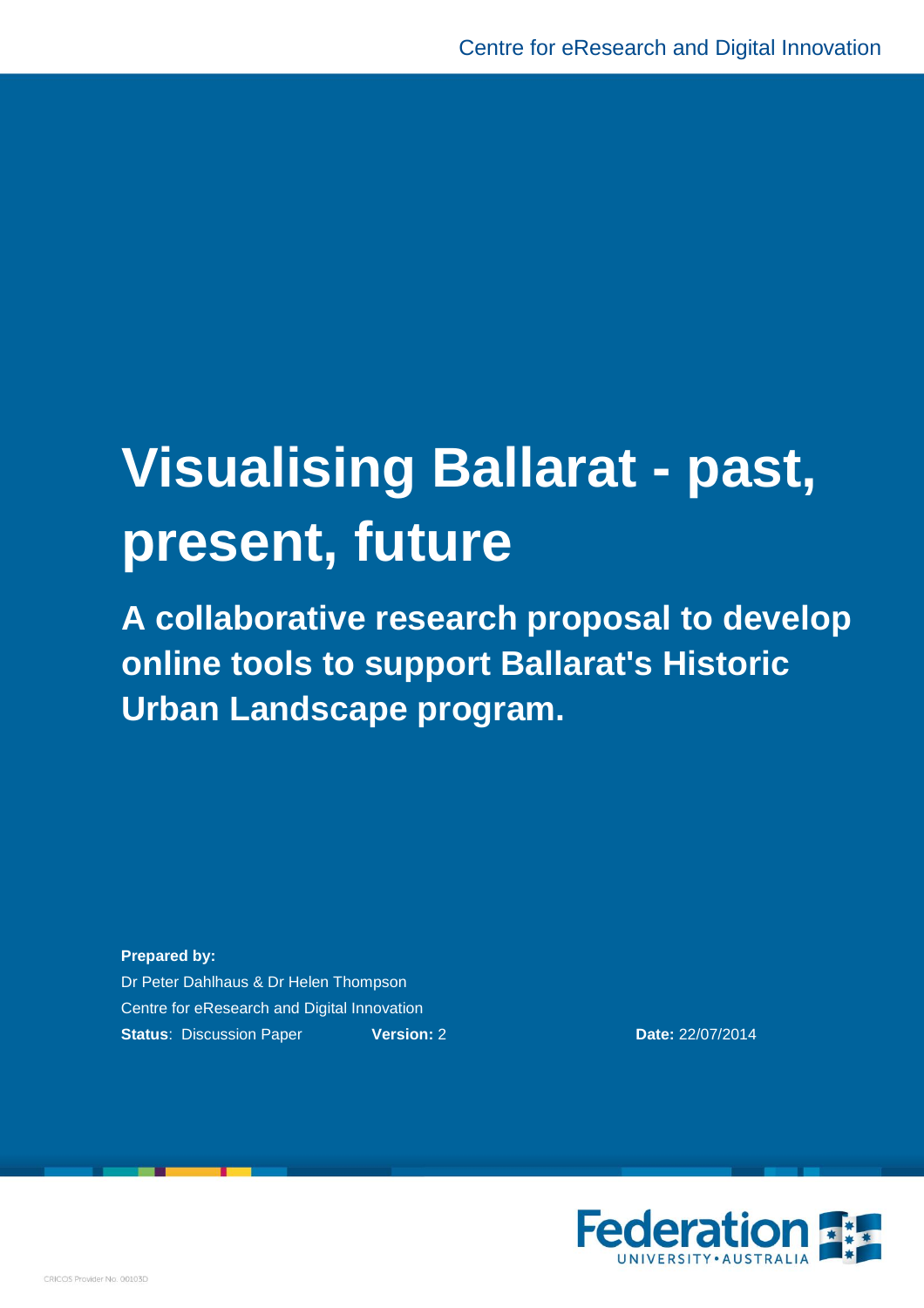Centre for eResearch and Digital Innovation

# Visualising Ballarat - past, present, future

## A collaborative research proposal to develop online tools to support Ballarat's Historic Urban Landscape program.

**Prepared by:**

Dr Peter Dahlhaus & Dr Helen Thompson

Centre for eResearch and Digital Innovation

**Status**: Discussion Paper **Version:** 2 **Date:** 22/07/2014

Federation UNIVERSITY • AUSTRALIA

CRICOS Provider No. 00103D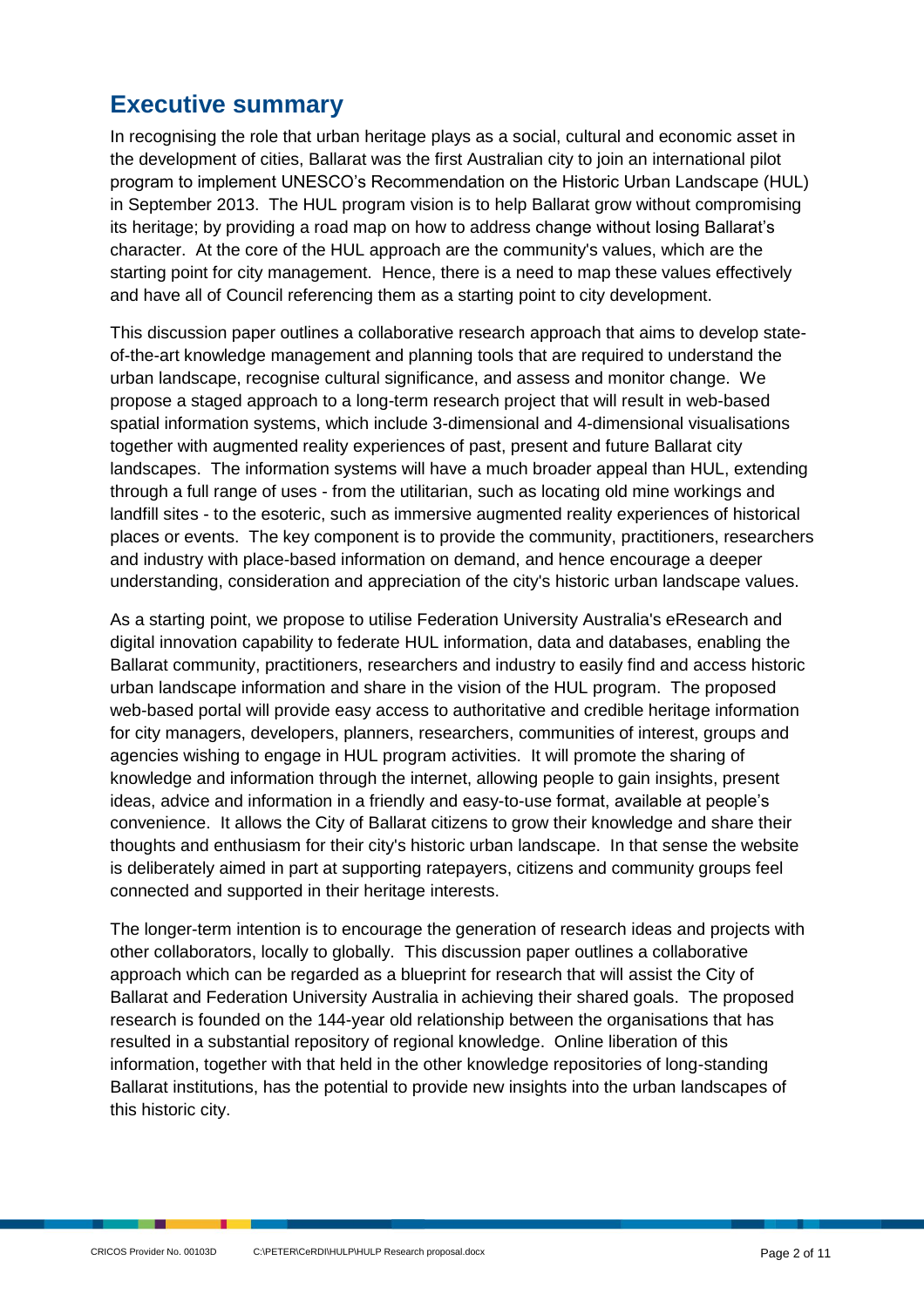## Executive summary

In recognising the role that urban heritage plays as a social, cultural and economic asset in the development of cities, Ballarat was the first Australian city to join an international pilot program to implement UNESCO's Recommendation on the Historic Urban Landscape (HUL) in September 2013. The HUL program vision is to help Ballarat grow without compromising its heritage; by providing a road map on how to address change without losing Ballarat's character. At the core of the HUL approach are the community's values, which are the starting point for city management. Hence, there is a need to map these values effectively and have all of Council referencing them as a starting point to city development.

This discussion paper outlines a collaborative research approach that aims to develop state-of-the-art knowledge management and planning tools that are required to understand the urban landscape, recognise cultural significance, and assess and monitor change. We propose a staged approach to a long-term research project that will result in web-based spatial information systems, which include 3-dimensional and 4-dimensional visualisations together with augmented reality experiences of past, present and future Ballarat city landscapes. The information systems will have a much broader appeal than HUL, extending through a full range of uses - from the utilitarian, such as locating old mine workings and landfill sites - to the esoteric, such as immersive augmented reality experiences of historical places or events. The key component is to provide the community, practitioners, researchers and industry with place-based information on demand, and hence encourage a deeper understanding, consideration and appreciation of the city's historic urban landscape values.

As a starting point, we propose to utilise Federation University Australia's eResearch and digital innovation capability to federate HUL information, data and databases, enabling the Ballarat community, practitioners, researchers and industry to easily find and access historic urban landscape information and share in the vision of the HUL program. The proposed web-based portal will provide easy access to authoritative and credible heritage information for city managers, developers, planners, researchers, communities of interest, groups and agencies wishing to engage in HUL program activities. It will promote the sharing of knowledge and information through the internet, allowing people to gain insights, present ideas, advice and information in a friendly and easy-to-use format, available at people's convenience. It allows the City of Ballarat citizens to grow their knowledge and share their thoughts and enthusiasm for their city's historic urban landscape. In that sense the website is deliberately aimed in part at supporting ratepayers, citizens and community groups feel connected and supported in their heritage interests.

The longer-term intention is to encourage the generation of research ideas and projects with other collaborators, locally to globally. This discussion paper outlines a collaborative approach which can be regarded as a blueprint for research that will assist the City of Ballarat and Federation University Australia in achieving their shared goals. The proposed research is founded on the 144-year old relationship between the organisations that has resulted in a substantial repository of regional knowledge. Online liberation of this information, together with that held in the other knowledge repositories of long-standing Ballarat institutions, has the potential to provide new insights into the urban landscapes of this historic city.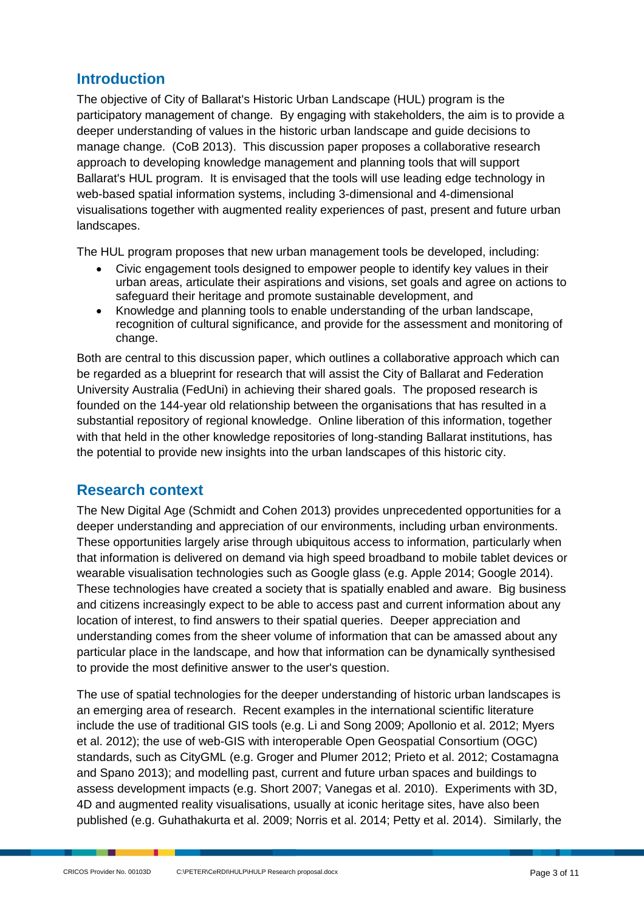## Introduction

The objective of City of Ballarat's Historic Urban Landscape (HUL) program is the participatory management of change. By engaging with stakeholders, the aim is to provide a deeper understanding of values in the historic urban landscape and guide decisions to manage change. (CoB 2013). This discussion paper proposes a collaborative research approach to developing knowledge management and planning tools that will support Ballarat's HUL program. It is envisaged that the tools will use leading edge technology in web-based spatial information systems, including 3-dimensional and 4-dimensional visualisations together with augmented reality experiences of past, present and future urban landscapes.

The HUL program proposes that new urban management tools be developed, including:

- Civic engagement tools designed to empower people to identify key values in their urban areas, articulate their aspirations and visions, set goals and agree on actions to safeguard their heritage and promote sustainable development, and
- Knowledge and planning tools to enable understanding of the urban landscape, recognition of cultural significance, and provide for the assessment and monitoring of change.

Both are central to this discussion paper, which outlines a collaborative approach which can be regarded as a blueprint for research that will assist the City of Ballarat and Federation University Australia (FedUni) in achieving their shared goals. The proposed research is founded on the 144-year old relationship between the organisations that has resulted in a substantial repository of regional knowledge. Online liberation of this information, together with that held in the other knowledge repositories of long-standing Ballarat institutions, has the potential to provide new insights into the urban landscapes of this historic city.

## Research context

The New Digital Age (Schmidt and Cohen 2013) provides unprecedented opportunities for a deeper understanding and appreciation of our environments, including urban environments. These opportunities largely arise through ubiquitous access to information, particularly when that information is delivered on demand via high speed broadband to mobile tablet devices or wearable visualisation technologies such as Google glass (e.g. Apple 2014; Google 2014). These technologies have created a society that is spatially enabled and aware. Big business and citizens increasingly expect to be able to access past and current information about any location of interest, to find answers to their spatial queries. Deeper appreciation and understanding comes from the sheer volume of information that can be amassed about any particular place in the landscape, and how that information can be dynamically synthesised to provide the most definitive answer to the user's question.

The use of spatial technologies for the deeper understanding of historic urban landscapes is an emerging area of research. Recent examples in the international scientific literature include the use of traditional GIS tools (e.g. Li and Song 2009; Apollonio et al. 2012; Myers et al. 2012); the use of web-GIS with interoperable Open Geospatial Consortium (OGC) standards, such as CityGML (e.g. Groger and Plumer 2012; Prieto et al. 2012; Costamagna and Spano 2013); and modelling past, current and future urban spaces and buildings to assess development impacts (e.g. Short 2007; Vanegas et al. 2010). Experiments with 3D, 4D and augmented reality visualisations, usually at iconic heritage sites, have also been published (e.g. Guhathakurta et al. 2009; Norris et al. 2014; Petty et al. 2014). Similarly, the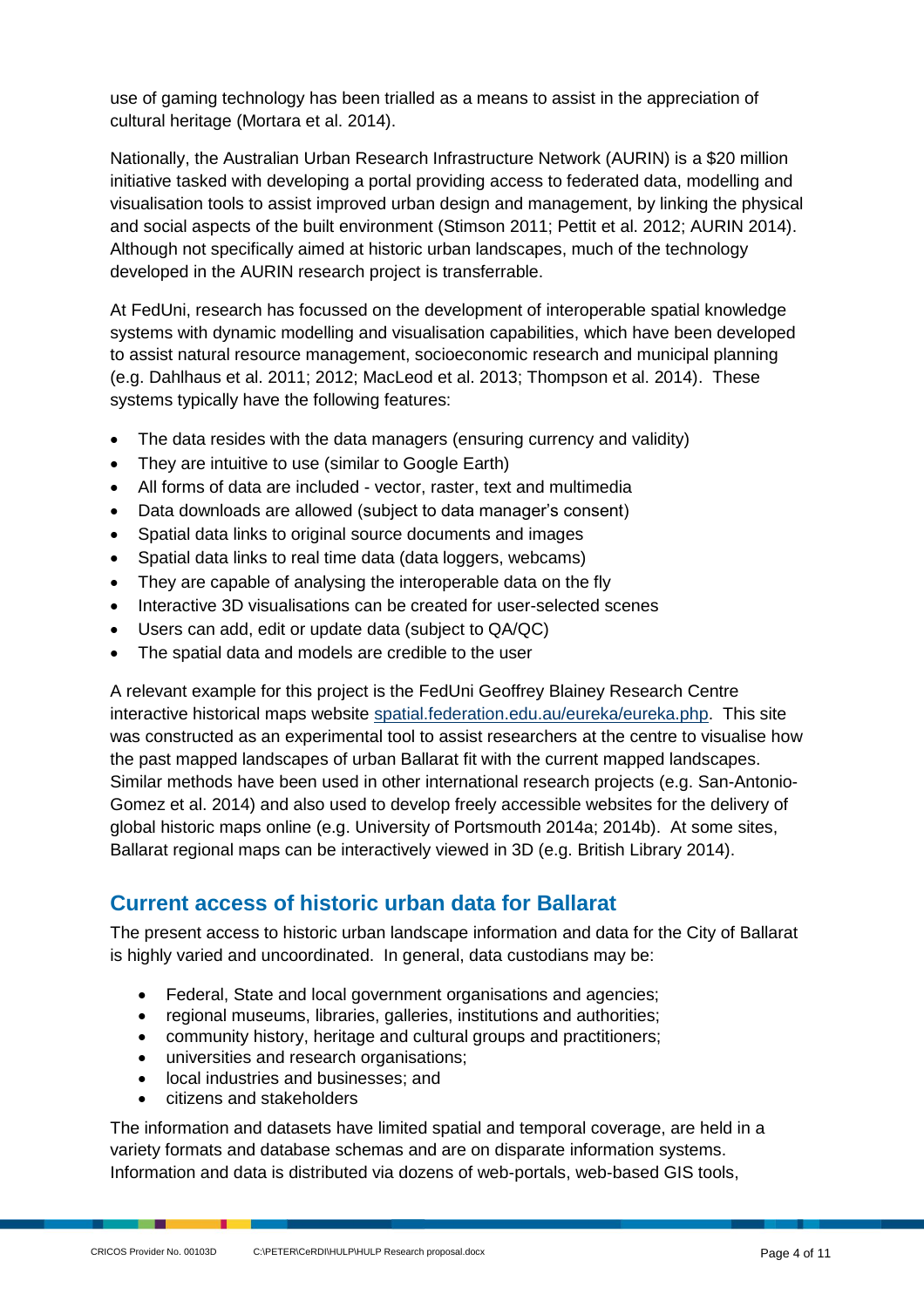use of gaming technology has been trialled as a means to assist in the appreciation of cultural heritage (Mortara et al. 2014).

Nationally, the Australian Urban Research Infrastructure Network (AURIN) is a $20 million initiative tasked with developing a portal providing access to federated data, modelling and visualisation tools to assist improved urban design and management, by linking the physical and social aspects of the built environment (Stimson 2011; Pettit et al. 2012; AURIN 2014). Although not specifically aimed at historic urban landscapes, much of the technology developed in the AURIN research project is transferrable.

At FedUni, research has focussed on the development of interoperable spatial knowledge systems with dynamic modelling and visualisation capabilities, which have been developed to assist natural resource management, socioeconomic research and municipal planning (e.g. Dahlhaus et al. 2011; 2012; MacLeod et al. 2013; Thompson et al. 2014). These systems typically have the following features:

- The data resides with the data managers (ensuring currency and validity)
- They are intuitive to use (similar to Google Earth)
- All forms of data are included - vector, raster, text and multimedia
- Data downloads are allowed (subject to data manager's consent)
- Spatial data links to original source documents and images
- Spatial data links to real time data (data loggers, webcams)
- They are capable of analysing the interoperable data on the fly
- Interactive 3D visualisations can be created for user-selected scenes
- Users can add, edit or update data (subject to QA/QC)
- The spatial data and models are credible to the user

A relevant example for this project is the FedUni Geoffrey Blainey Research Centre interactive historical maps website [spatial.federation.edu.au/eureka/eureka.php](spatial.federation.edu.au/eureka/eureka.php). This site was constructed as an experimental tool to assist researchers at the centre to visualise how the past mapped landscapes of urban Ballarat fit with the current mapped landscapes. Similar methods have been used in other international research projects (e.g. San-Antonio-Gomez et al. 2014) and also used to develop freely accessible websites for the delivery of global historic maps online (e.g. University of Portsmouth 2014a; 2014b). At some sites, Ballarat regional maps can be interactively viewed in 3D (e.g. British Library 2014).

## Current access of historic urban data for Ballarat

The present access to historic urban landscape information and data for the City of Ballarat is highly varied and uncoordinated. In general, data custodians may be:

- Federal, State and local government organisations and agencies;
- regional museums, libraries, galleries, institutions and authorities;
- community history, heritage and cultural groups and practitioners;
- universities and research organisations;
- local industries and businesses; and
- citizens and stakeholders

The information and datasets have limited spatial and temporal coverage, are held in a variety formats and database schemas and are on disparate information systems. Information and data is distributed via dozens of web-portals, web-based GIS tools,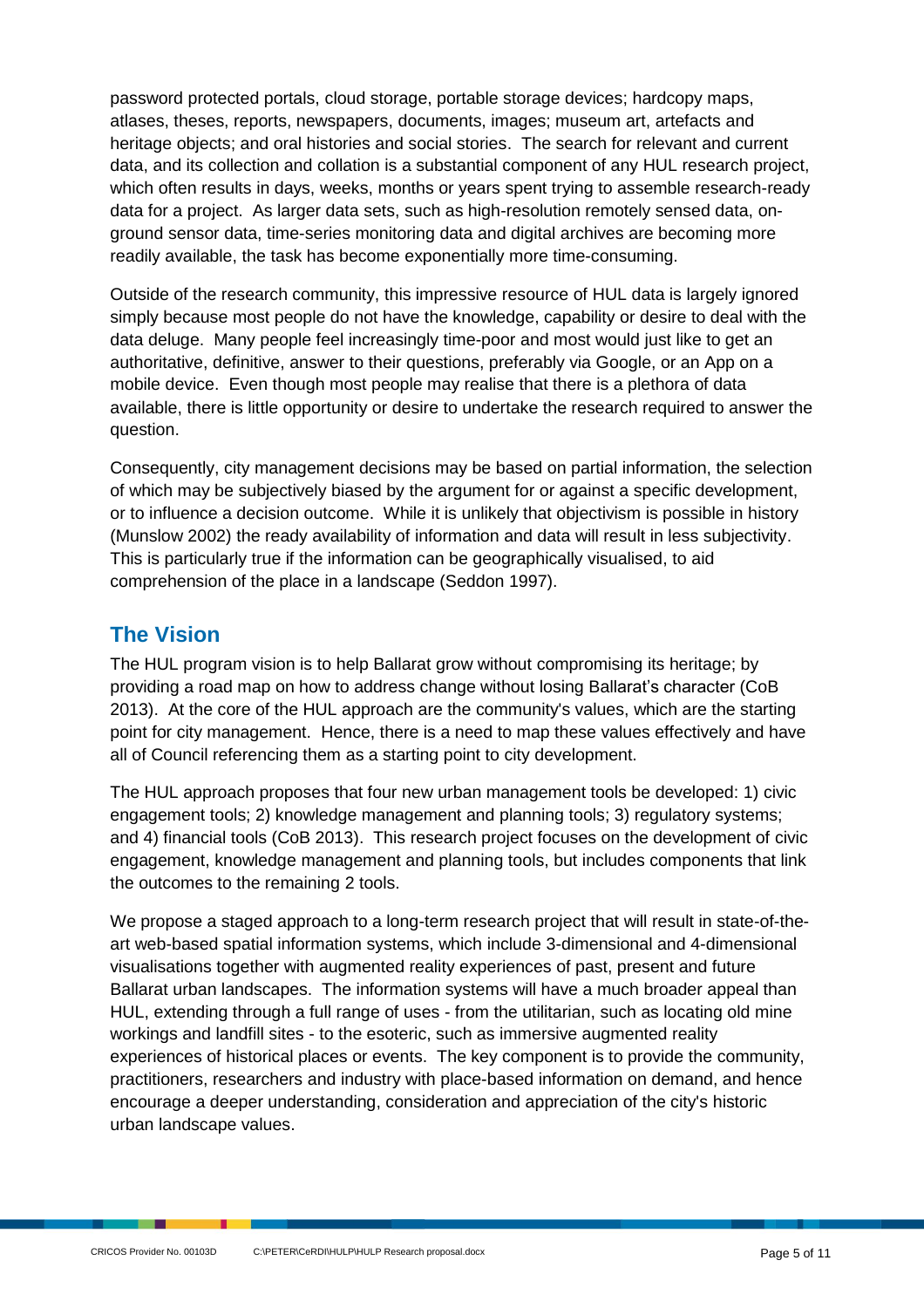password protected portals, cloud storage, portable storage devices; hardcopy maps, atlases, theses, reports, newspapers, documents, images; museum art, artefacts and heritage objects; and oral histories and social stories. The search for relevant and current data, and its collection and collation is a substantial component of any HUL research project, which often results in days, weeks, months or years spent trying to assemble research-ready data for a project. As larger data sets, such as high-resolution remotely sensed data, on-ground sensor data, time-series monitoring data and digital archives are becoming more readily available, the task has become exponentially more time-consuming.

Outside of the research community, this impressive resource of HUL data is largely ignored simply because most people do not have the knowledge, capability or desire to deal with the data deluge. Many people feel increasingly time-poor and most would just like to get an authoritative, definitive, answer to their questions, preferably via Google, or an App on a mobile device. Even though most people may realise that there is a plethora of data available, there is little opportunity or desire to undertake the research required to answer the question.

Consequently, city management decisions may be based on partial information, the selection of which may be subjectively biased by the argument for or against a specific development, or to influence a decision outcome. While it is unlikely that objectivism is possible in history (Munslow 2002) the ready availability of information and data will result in less subjectivity. This is particularly true if the information can be geographically visualised, to aid comprehension of the place in a landscape (Seddon 1997).

## The Vision

The HUL program vision is to help Ballarat grow without compromising its heritage; by providing a road map on how to address change without losing Ballarat's character (CoB 2013). At the core of the HUL approach are the community's values, which are the starting point for city management. Hence, there is a need to map these values effectively and have all of Council referencing them as a starting point to city development.

The HUL approach proposes that four new urban management tools be developed: 1) civic engagement tools; 2) knowledge management and planning tools; 3) regulatory systems; and 4) financial tools (CoB 2013). This research project focuses on the development of civic engagement, knowledge management and planning tools, but includes components that link the outcomes to the remaining 2 tools.

We propose a staged approach to a long-term research project that will result in state-of-the-art web-based spatial information systems, which include 3-dimensional and 4-dimensional visualisations together with augmented reality experiences of past, present and future Ballarat urban landscapes. The information systems will have a much broader appeal than HUL, extending through a full range of uses - from the utilitarian, such as locating old mine workings and landfill sites - to the esoteric, such as immersive augmented reality experiences of historical places or events. The key component is to provide the community, practitioners, researchers and industry with place-based information on demand, and hence encourage a deeper understanding, consideration and appreciation of the city's historic urban landscape values.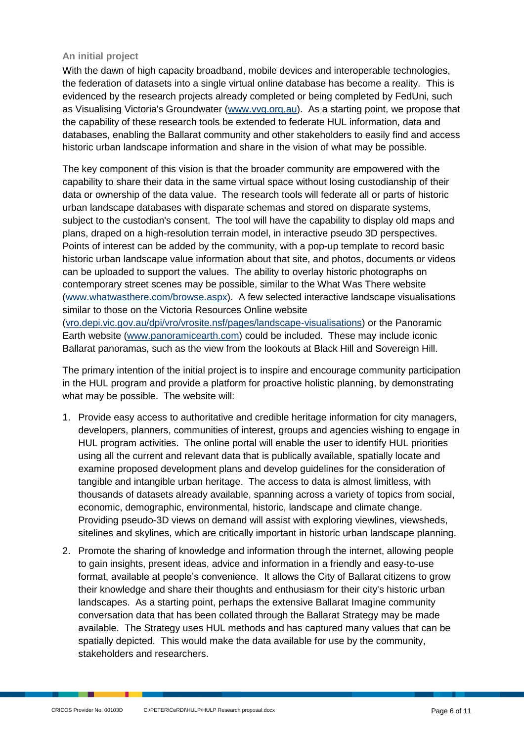### An initial project

With the dawn of high capacity broadband, mobile devices and interoperable technologies, the federation of datasets into a single virtual online database has become a reality. This is evidenced by the research projects already completed or being completed by FedUni, such as Visualising Victoria's Groundwater (www.vvg.org.au). As a starting point, we propose that the capability of these research tools be extended to federate HUL information, data and databases, enabling the Ballarat community and other stakeholders to easily find and access historic urban landscape information and share in the vision of what may be possible.

The key component of this vision is that the broader community are empowered with the capability to share their data in the same virtual space without losing custodianship of their data or ownership of the data value. The research tools will federate all or parts of historic urban landscape databases with disparate schemas and stored on disparate systems, subject to the custodian's consent. The tool will have the capability to display old maps and plans, draped on a high-resolution terrain model, in interactive pseudo 3D perspectives. Points of interest can be added by the community, with a pop-up template to record basic historic urban landscape value information about that site, and photos, documents or videos can be uploaded to support the values. The ability to overlay historic photographs on contemporary street scenes may be possible, similar to the What Was There website (www.whatwasthere.com/browse.aspx). A few selected interactive landscape visualisations similar to those on the Victoria Resources Online website (vro.depi.vic.gov.au/dpi/vro/vrosite.nsf/pages/landscape-visualisations) or the Panoramic Earth website (www.panoramicearth.com) could be included. These may include iconic Ballarat panoramas, such as the view from the lookouts at Black Hill and Sovereign Hill.

The primary intention of the initial project is to inspire and encourage community participation in the HUL program and provide a platform for proactive holistic planning, by demonstrating what may be possible. The website will:

1. Provide easy access to authoritative and credible heritage information for city managers, developers, planners, communities of interest, groups and agencies wishing to engage in HUL program activities. The online portal will enable the user to identify HUL priorities using all the current and relevant data that is publically available, spatially locate and examine proposed development plans and develop guidelines for the consideration of tangible and intangible urban heritage. The access to data is almost limitless, with thousands of datasets already available, spanning across a variety of topics from social, economic, demographic, environmental, historic, landscape and climate change. Providing pseudo-3D views on demand will assist with exploring viewlines, viewsheds, sitelines and skylines, which are critically important in historic urban landscape planning.

2. Promote the sharing of knowledge and information through the internet, allowing people to gain insights, present ideas, advice and information in a friendly and easy-to-use format, available at people's convenience. It allows the City of Ballarat citizens to grow their knowledge and share their thoughts and enthusiasm for their city's historic urban landscapes. As a starting point, perhaps the extensive Ballarat Imagine community conversation data that has been collated through the Ballarat Strategy may be made available. The Strategy uses HUL methods and has captured many values that can be spatially depicted. This would make the data available for use by the community, stakeholders and researchers.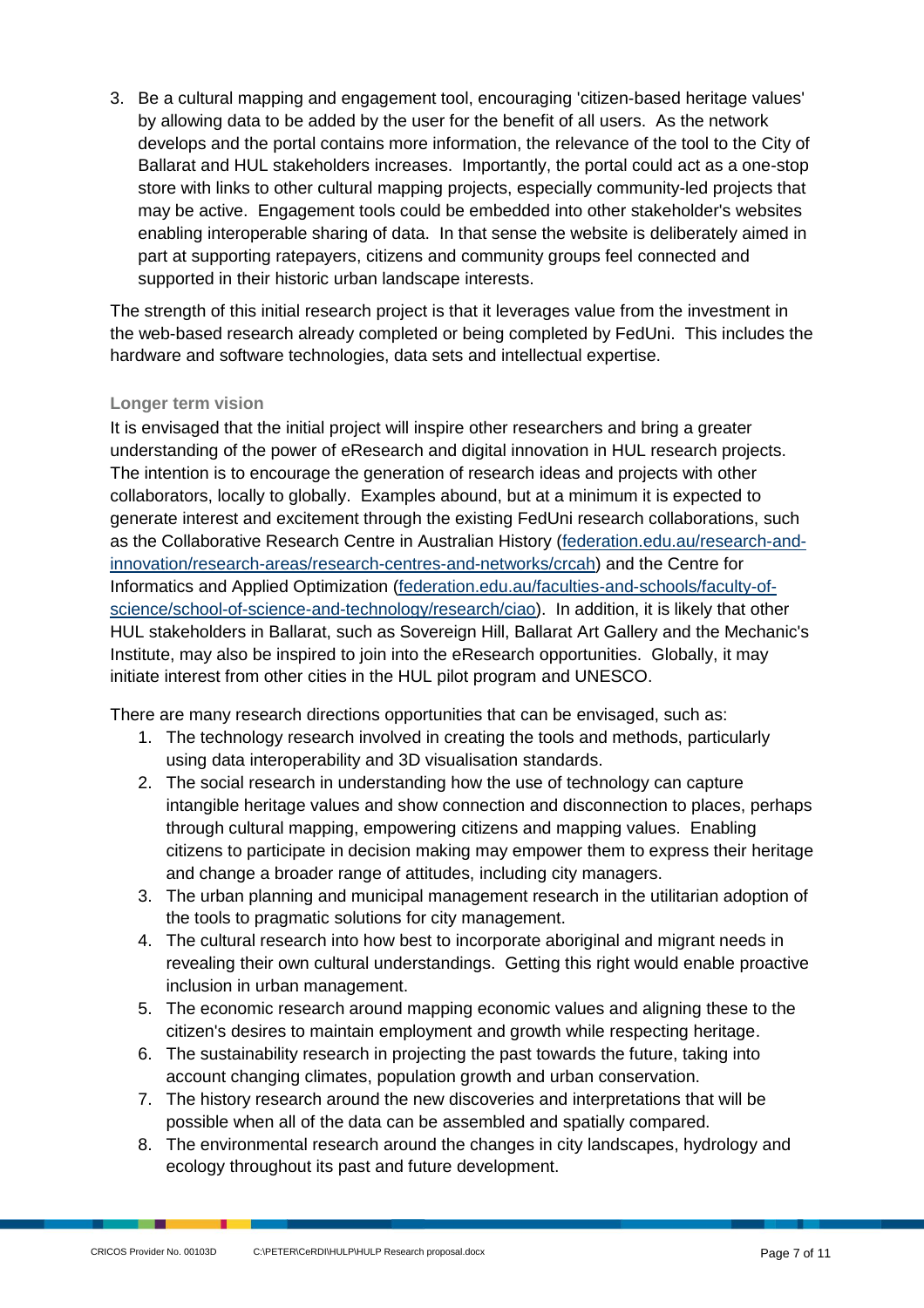3. Be a cultural mapping and engagement tool, encouraging 'citizen-based heritage values' by allowing data to be added by the user for the benefit of all users. As the network develops and the portal contains more information, the relevance of the tool to the City of Ballarat and HUL stakeholders increases. Importantly, the portal could act as a one-stop store with links to other cultural mapping projects, especially community-led projects that may be active. Engagement tools could be embedded into other stakeholder's websites enabling interoperable sharing of data. In that sense the website is deliberately aimed in part at supporting ratepayers, citizens and community groups feel connected and supported in their historic urban landscape interests.

The strength of this initial research project is that it leverages value from the investment in the web-based research already completed or being completed by FedUni. This includes the hardware and software technologies, data sets and intellectual expertise.

#### Longer term vision

It is envisaged that the initial project will inspire other researchers and bring a greater understanding of the power of eResearch and digital innovation in HUL research projects. The intention is to encourage the generation of research ideas and projects with other collaborators, locally to globally. Examples abound, but at a minimum it is expected to generate interest and excitement through the existing FedUni research collaborations, such as the Collaborative Research Centre in Australian History (federation.edu.au/research-and-innovation/research-areas/research-centres-and-networks/crcah) and the Centre for Informatics and Applied Optimization (federation.edu.au/faculties-and-schools/faculty-of-science/school-of-science-and-technology/research/ciao). In addition, it is likely that other HUL stakeholders in Ballarat, such as Sovereign Hill, Ballarat Art Gallery and the Mechanic's Institute, may also be inspired to join into the eResearch opportunities. Globally, it may initiate interest from other cities in the HUL pilot program and UNESCO.

There are many research directions opportunities that can be envisaged, such as:

1. The technology research involved in creating the tools and methods, particularly using data interoperability and 3D visualisation standards.
2. The social research in understanding how the use of technology can capture intangible heritage values and show connection and disconnection to places, perhaps through cultural mapping, empowering citizens and mapping values. Enabling citizens to participate in decision making may empower them to express their heritage and change a broader range of attitudes, including city managers.
3. The urban planning and municipal management research in the utilitarian adoption of the tools to pragmatic solutions for city management.
4. The cultural research into how best to incorporate aboriginal and migrant needs in revealing their own cultural understandings. Getting this right would enable proactive inclusion in urban management.
5. The economic research around mapping economic values and aligning these to the citizen's desires to maintain employment and growth while respecting heritage.
6. The sustainability research in projecting the past towards the future, taking into account changing climates, population growth and urban conservation.
7. The history research around the new discoveries and interpretations that will be possible when all of the data can be assembled and spatially compared.
8. The environmental research around the changes in city landscapes, hydrology and ecology throughout its past and future development.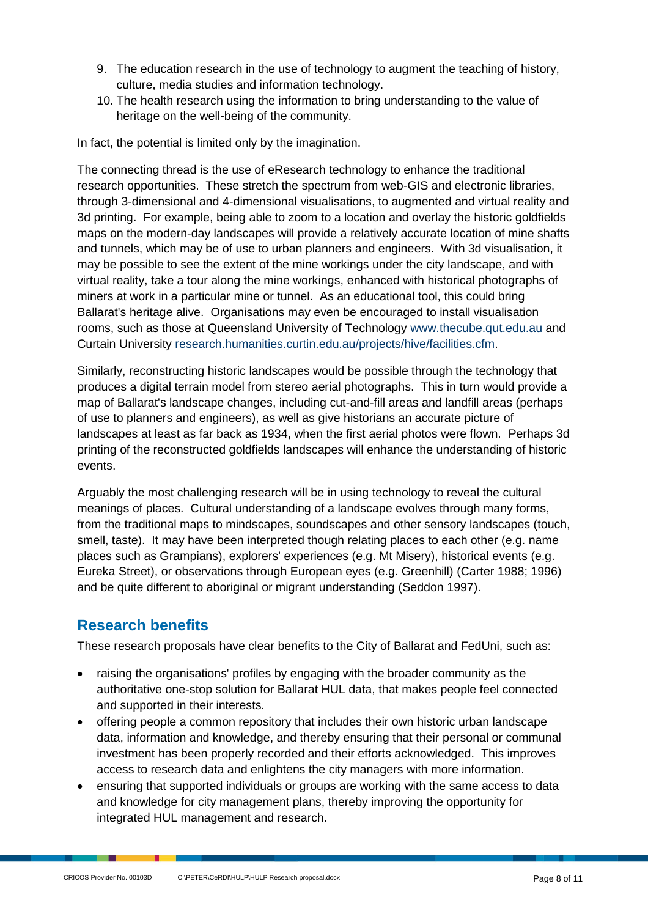9. The education research in the use of technology to augment the teaching of history, culture, media studies and information technology.
10. The health research using the information to bring understanding to the value of heritage on the well-being of the community.

In fact, the potential is limited only by the imagination.

The connecting thread is the use of eResearch technology to enhance the traditional research opportunities. These stretch the spectrum from web-GIS and electronic libraries, through 3-dimensional and 4-dimensional visualisations, to augmented and virtual reality and 3d printing. For example, being able to zoom to a location and overlay the historic goldfields maps on the modern-day landscapes will provide a relatively accurate location of mine shafts and tunnels, which may be of use to urban planners and engineers. With 3d visualisation, it may be possible to see the extent of the mine workings under the city landscape, and with virtual reality, take a tour along the mine workings, enhanced with historical photographs of miners at work in a particular mine or tunnel. As an educational tool, this could bring Ballarat's heritage alive. Organisations may even be encouraged to install visualisation rooms, such as those at Queensland University of Technology www.thecube.qut.edu.au and Curtain University research.humanities.curtin.edu.au/projects/hive/facilities.cfm.

Similarly, reconstructing historic landscapes would be possible through the technology that produces a digital terrain model from stereo aerial photographs. This in turn would provide a map of Ballarat's landscape changes, including cut-and-fill areas and landfill areas (perhaps of use to planners and engineers), as well as give historians an accurate picture of landscapes at least as far back as 1934, when the first aerial photos were flown. Perhaps 3d printing of the reconstructed goldfields landscapes will enhance the understanding of historic events.

Arguably the most challenging research will be in using technology to reveal the cultural meanings of places. Cultural understanding of a landscape evolves through many forms, from the traditional maps to mindscapes, soundscapes and other sensory landscapes (touch, smell, taste). It may have been interpreted though relating places to each other (e.g. name places such as Grampians), explorers' experiences (e.g. Mt Misery), historical events (e.g. Eureka Street), or observations through European eyes (e.g. Greenhill) (Carter 1988; 1996) and be quite different to aboriginal or migrant understanding (Seddon 1997).

## Research benefits

These research proposals have clear benefits to the City of Ballarat and FedUni, such as:

- raising the organisations' profiles by engaging with the broader community as the authoritative one-stop solution for Ballarat HUL data, that makes people feel connected and supported in their interests.
- offering people a common repository that includes their own historic urban landscape data, information and knowledge, and thereby ensuring that their personal or communal investment has been properly recorded and their efforts acknowledged. This improves access to research data and enlightens the city managers with more information.
- ensuring that supported individuals or groups are working with the same access to data and knowledge for city management plans, thereby improving the opportunity for integrated HUL management and research.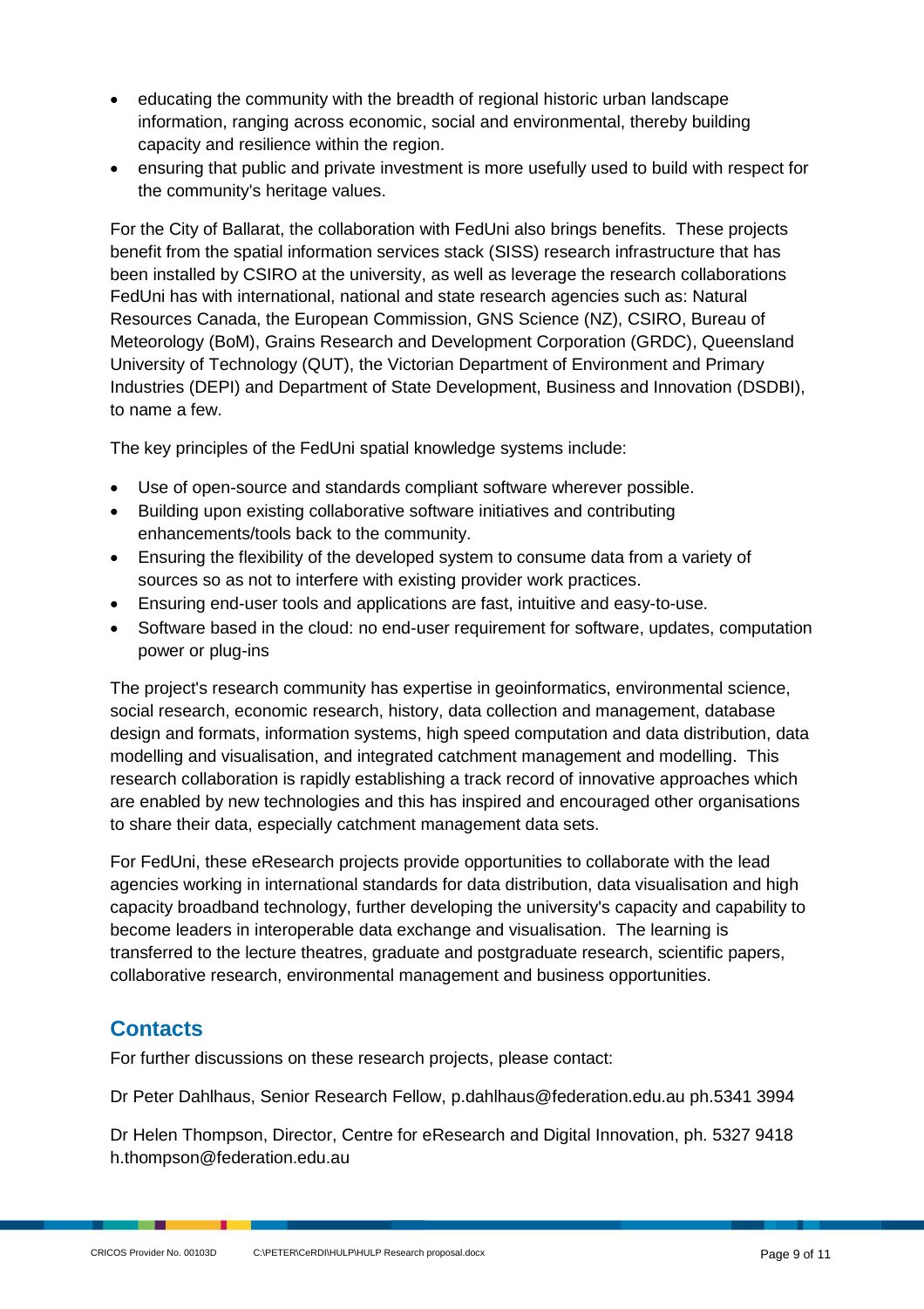- educating the community with the breadth of regional historic urban landscape information, ranging across economic, social and environmental, thereby building capacity and resilience within the region.
- ensuring that public and private investment is more usefully used to build with respect for the community's heritage values.

For the City of Ballarat, the collaboration with FedUni also brings benefits. These projects benefit from the spatial information services stack (SISS) research infrastructure that has been installed by CSIRO at the university, as well as leverage the research collaborations FedUni has with international, national and state research agencies such as: Natural Resources Canada, the European Commission, GNS Science (NZ), CSIRO, Bureau of Meteorology (BoM), Grains Research and Development Corporation (GRDC), Queensland University of Technology (QUT), the Victorian Department of Environment and Primary Industries (DEPI) and Department of State Development, Business and Innovation (DSDBI), to name a few.

The key principles of the FedUni spatial knowledge systems include:

- Use of open-source and standards compliant software wherever possible.
- Building upon existing collaborative software initiatives and contributing enhancements/tools back to the community.
- Ensuring the flexibility of the developed system to consume data from a variety of sources so as not to interfere with existing provider work practices.
- Ensuring end-user tools and applications are fast, intuitive and easy-to-use.
- Software based in the cloud: no end-user requirement for software, updates, computation power or plug-ins

The project's research community has expertise in geoinformatics, environmental science, social research, economic research, history, data collection and management, database design and formats, information systems, high speed computation and data distribution, data modelling and visualisation, and integrated catchment management and modelling. This research collaboration is rapidly establishing a track record of innovative approaches which are enabled by new technologies and this has inspired and encouraged other organisations to share their data, especially catchment management data sets.

For FedUni, these eResearch projects provide opportunities to collaborate with the lead agencies working in international standards for data distribution, data visualisation and high capacity broadband technology, further developing the university's capacity and capability to become leaders in interoperable data exchange and visualisation. The learning is transferred to the lecture theatres, graduate and postgraduate research, scientific papers, collaborative research, environmental management and business opportunities.

## Contacts

For further discussions on these research projects, please contact:

Dr Peter Dahlhaus, Senior Research Fellow, p.dahlhaus@federation.edu.au ph.5341 3994

Dr Helen Thompson, Director, Centre for eResearch and Digital Innovation, ph. 5327 9418 h.thompson@federation.edu.au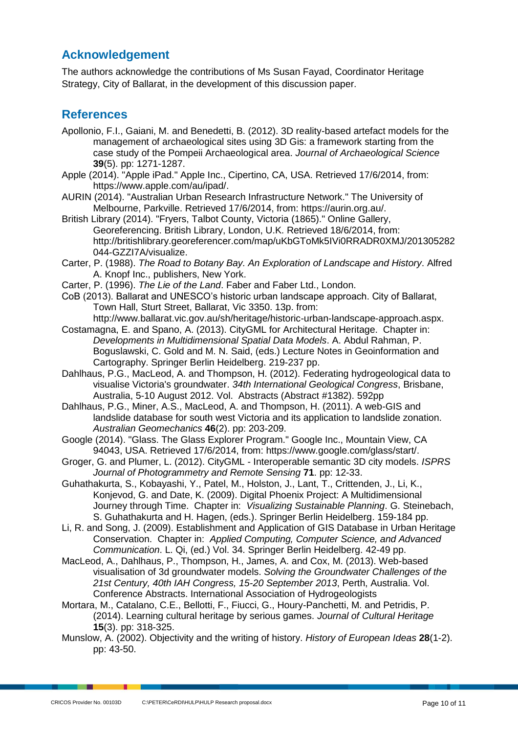## Acknowledgement

The authors acknowledge the contributions of Ms Susan Fayad, Coordinator Heritage Strategy, City of Ballarat, in the development of this discussion paper.

## References

Apollonio, F.I., Gaiani, M. and Benedetti, B. (2012). 3D reality-based artefact models for the management of archaeological sites using 3D Gis: a framework starting from the case study of the Pompeii Archaeological area. *Journal of Archaeological Science* **39**(5). pp: 1271-1287.

Apple (2014). "Apple iPad." Apple Inc., Cipertino, CA, USA. Retrieved 17/6/2014, from: https://www.apple.com/au/ipad/.

AURIN (2014). "Australian Urban Research Infrastructure Network." The University of Melbourne, Parkville. Retrieved 17/6/2014, from: https://aurin.org.au/.

British Library (2014). "Fryers, Talbot County, Victoria (1865)." Online Gallery, Georeferencing. British Library, London, U.K. Retrieved 18/6/2014, from: http://britishlibrary.georeferencer.com/map/uKbGToMk5IVi0RRADR0XMJ/201305282044-GZZI7A/visualize.

Carter, P. (1988). *The Road to Botany Bay. An Exploration of Landscape and History*. Alfred A. Knopf Inc., publishers, New York.

Carter, P. (1996). *The Lie of the Land*. Faber and Faber Ltd., London.

CoB (2013). Ballarat and UNESCO's historic urban landscape approach. City of Ballarat, Town Hall, Sturt Street, Ballarat, Vic 3350. 13p. from: http://www.ballarat.vic.gov.au/sh/heritage/historic-urban-landscape-approach.aspx.

Costamagna, E. and Spano, A. (2013). CityGML for Architectural Heritage. Chapter in: *Developments in Multidimensional Spatial Data Models*. A. Abdul Rahman, P. Boguslawski, C. Gold and M. N. Said, (eds.) Lecture Notes in Geoinformation and Cartography. Springer Berlin Heidelberg. 219-237 pp.

Dahlhaus, P.G., MacLeod, A. and Thompson, H. (2012). Federating hydrogeological data to visualise Victoria's groundwater. *34th International Geological Congress*, Brisbane, Australia, 5-10 August 2012. Vol. Abstracts (Abstract #1382). 592pp

Dahlhaus, P.G., Miner, A.S., MacLeod, A. and Thompson, H. (2011). A web-GIS and landslide database for south west Victoria and its application to landslide zonation. *Australian Geomechanics* **46**(2). pp: 203-209.

Google (2014). "Glass. The Glass Explorer Program." Google Inc., Mountain View, CA 94043, USA. Retrieved 17/6/2014, from: https://www.google.com/glass/start/.

Groger, G. and Plumer, L. (2012). CityGML - Interoperable semantic 3D city models. *ISPRS Journal of Photogrammetry and Remote Sensing* **71**. pp: 12-33.

Guhathakurta, S., Kobayashi, Y., Patel, M., Holston, J., Lant, T., Crittenden, J., Li, K., Konjevod, G. and Date, K. (2009). Digital Phoenix Project: A Multidimensional Journey through Time. Chapter in: *Visualizing Sustainable Planning*. G. Steinebach, S. Guhathakurta and H. Hagen, (eds.). Springer Berlin Heidelberg. 159-184 pp.

Li, R. and Song, J. (2009). Establishment and Application of GIS Database in Urban Heritage Conservation. Chapter in: *Applied Computing, Computer Science, and Advanced Communication*. L. Qi, (ed.) Vol. 34. Springer Berlin Heidelberg. 42-49 pp.

MacLeod, A., Dahlhaus, P., Thompson, H., James, A. and Cox, M. (2013). Web-based visualisation of 3d groundwater models. *Solving the Groundwater Challenges of the 21st Century, 40th IAH Congress, 15-20 September 2013*, Perth, Australia. Vol. Conference Abstracts. International Association of Hydrogeologists

Mortara, M., Catalano, C.E., Bellotti, F., Fiucci, G., Houry-Panchetti, M. and Petridis, P. (2014). Learning cultural heritage by serious games. *Journal of Cultural Heritage* **15**(3). pp: 318-325.

Munslow, A. (2002). Objectivity and the writing of history. *History of European Ideas* **28**(1-2). pp: 43-50.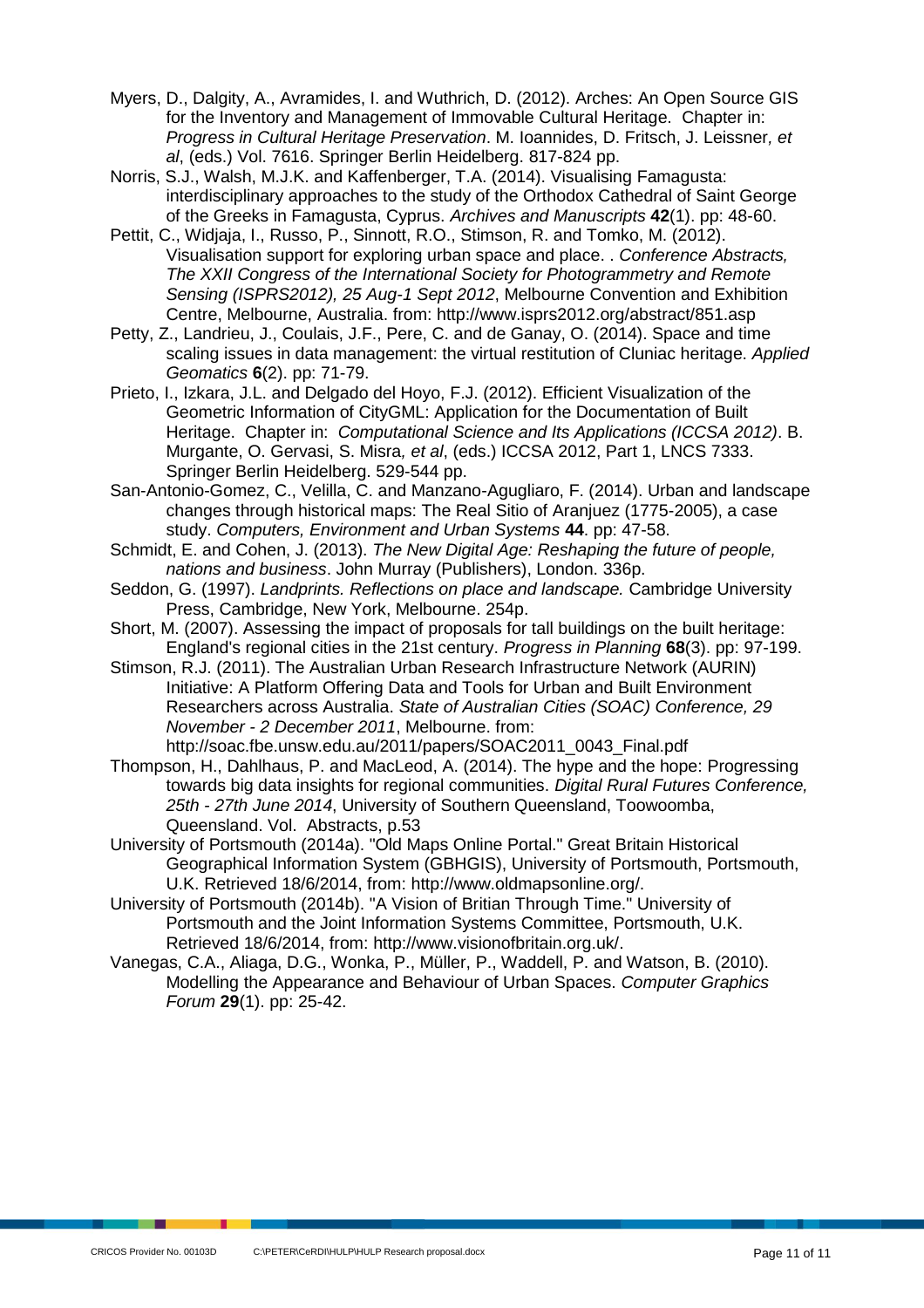Myers, D., Dalgity, A., Avramides, I. and Wuthrich, D. (2012). Arches: An Open Source GIS for the Inventory and Management of Immovable Cultural Heritage. Chapter in: *Progress in Cultural Heritage Preservation*. M. Ioannides, D. Fritsch, J. Leissner*, et al*, (eds.) Vol. 7616. Springer Berlin Heidelberg. 817-824 pp.

Norris, S.J., Walsh, M.J.K. and Kaffenberger, T.A. (2014). Visualising Famagusta: interdisciplinary approaches to the study of the Orthodox Cathedral of Saint George of the Greeks in Famagusta, Cyprus. *Archives and Manuscripts* **42**(1). pp: 48-60.

Pettit, C., Widjaja, I., Russo, P., Sinnott, R.O., Stimson, R. and Tomko, M. (2012). Visualisation support for exploring urban space and place. . *Conference Abstracts, The XXII Congress of the International Society for Photogrammetry and Remote Sensing (ISPRS2012), 25 Aug-1 Sept 2012*, Melbourne Convention and Exhibition Centre, Melbourne, Australia. from: http://www.isprs2012.org/abstract/851.asp

Petty, Z., Landrieu, J., Coulais, J.F., Pere, C. and de Ganay, O. (2014). Space and time scaling issues in data management: the virtual restitution of Cluniac heritage. *Applied Geomatics* **6**(2). pp: 71-79.

Prieto, I., Izkara, J.L. and Delgado del Hoyo, F.J. (2012). Efficient Visualization of the Geometric Information of CityGML: Application for the Documentation of Built Heritage. Chapter in: *Computational Science and Its Applications (ICCSA 2012)*. B. Murgante, O. Gervasi, S. Misra*, et al*, (eds.) ICCSA 2012, Part 1, LNCS 7333. Springer Berlin Heidelberg. 529-544 pp.

San-Antonio-Gomez, C., Velilla, C. and Manzano-Agugliaro, F. (2014). Urban and landscape changes through historical maps: The Real Sitio of Aranjuez (1775-2005), a case study. *Computers, Environment and Urban Systems* **44**. pp: 47-58.

Schmidt, E. and Cohen, J. (2013). *The New Digital Age: Reshaping the future of people, nations and business*. John Murray (Publishers), London. 336p.

Seddon, G. (1997). *Landprints. Reflections on place and landscape.* Cambridge University Press, Cambridge, New York, Melbourne. 254p.

Short, M. (2007). Assessing the impact of proposals for tall buildings on the built heritage: England's regional cities in the 21st century. *Progress in Planning* **68**(3). pp: 97-199.

Stimson, R.J. (2011). The Australian Urban Research Infrastructure Network (AURIN) Initiative: A Platform Offering Data and Tools for Urban and Built Environment Researchers across Australia. *State of Australian Cities (SOAC) Conference, 29 November - 2 December 2011*, Melbourne. from: http://soac.fbe.unsw.edu.au/2011/papers/SOAC2011_0043_Final.pdf

Thompson, H., Dahlhaus, P. and MacLeod, A. (2014). The hype and the hope: Progressing towards big data insights for regional communities. *Digital Rural Futures Conference, 25th - 27th June 2014*, University of Southern Queensland, Toowoomba, Queensland. Vol. Abstracts, p.53

University of Portsmouth (2014a). "Old Maps Online Portal." Great Britain Historical Geographical Information System (GBHGIS), University of Portsmouth, Portsmouth, U.K. Retrieved 18/6/2014, from: http://www.oldmapsonline.org/.

University of Portsmouth (2014b). "A Vision of Britian Through Time." University of Portsmouth and the Joint Information Systems Committee, Portsmouth, U.K. Retrieved 18/6/2014, from: http://www.visionofbritain.org.uk/.

Vanegas, C.A., Aliaga, D.G., Wonka, P., Müller, P., Waddell, P. and Watson, B. (2010). Modelling the Appearance and Behaviour of Urban Spaces. *Computer Graphics Forum* **29**(1). pp: 25-42.